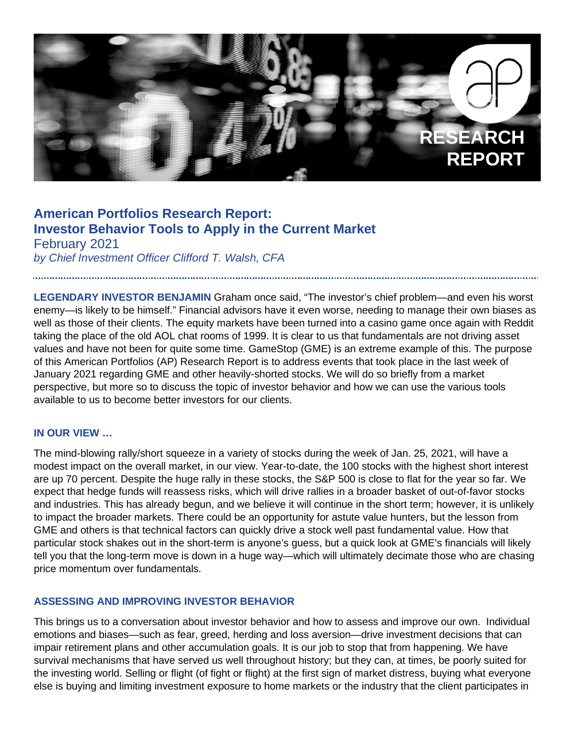# American Portfolios Research Report: Investor Behavior Tools to Apply in the Current Market

February 2021

*by Chief Investment Officer Clifford T. Walsh, CFA*

**LEGENDARY INVESTOR BENJAMIN** Graham once said, "The investor's chief problem—and even his worst enemy—is likely to be himself." Financial advisors have it even worse, needing to manage their own biases as well as those of their clients. The equity markets have been turned into a casino game once again with Reddit taking the place of the old AOL chat rooms of 1999. It is clear to us that fundamentals are not driving asset values and have not been for quite some time. GameStop (GME) is an extreme example of this. The purpose of this American Portfolios (AP) Research Report is to address events that took place in the last week of January 2021 regarding GME and other heavily-shorted stocks. We will do so briefly from a market perspective, but more so to discuss the topic of investor behavior and how we can use the various tools available to us to become better investors for our clients.

## IN OUR VIEW …

The mind-blowing rally/short squeeze in a variety of stocks during the week of Jan. 25, 2021, will have a modest impact on the overall market, in our view. Year-to-date, the 100 stocks with the highest short interest are up 70 percent. Despite the huge rally in these stocks, the S&P 500 is close to flat for the year so far. We expect that hedge funds will reassess risks, which will drive rallies in a broader basket of out-of-favor stocks and industries. This has already begun, and we believe it will continue in the short term; however, it is unlikely to impact the broader markets. There could be an opportunity for astute value hunters, but the lesson from GME and others is that technical factors can quickly drive a stock well past fundamental value. How that particular stock shakes out in the short-term is anyone's guess, but a quick look at GME's financials will likely tell you that the long-term move is down in a huge way—which will ultimately decimate those who are chasing price momentum over fundamentals.

## ASSESSING AND IMPROVING INVESTOR BEHAVIOR

This brings us to a conversation about investor behavior and how to assess and improve our own. Individual emotions and biases—such as fear, greed, herding and loss aversion—drive investment decisions that can impair retirement plans and other accumulation goals. It is our job to stop that from happening. We have survival mechanisms that have served us well throughout history; but they can, at times, be poorly suited for the investing world. Selling or flight (of fight or flight) at the first sign of market distress, buying what everyone else is buying and limiting investment exposure to home markets or the industry that the client participates in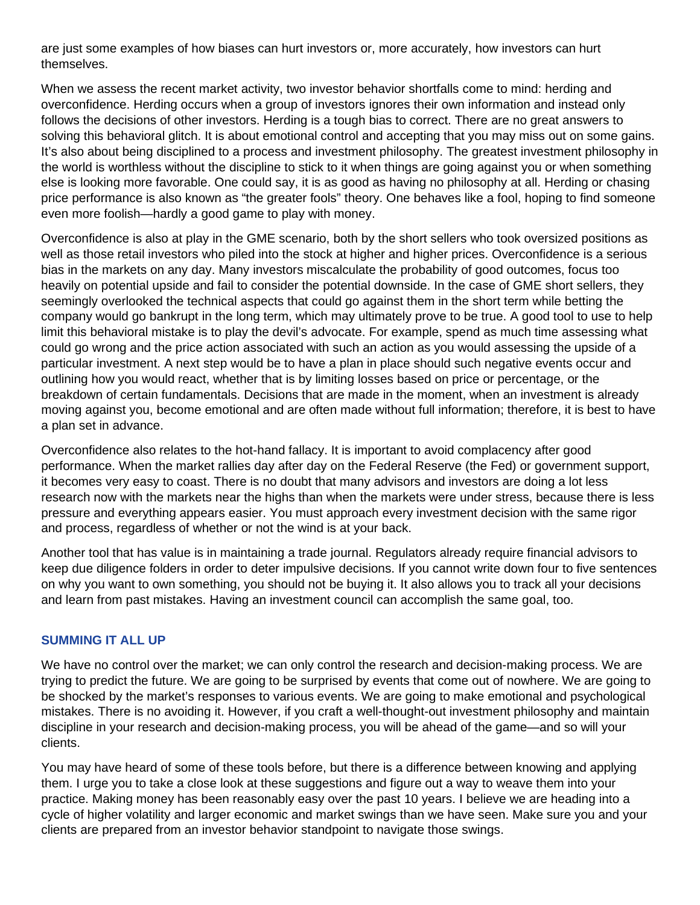are just some examples of how biases can hurt investors or, more accurately, how investors can hurt themselves.

When we assess the recent market activity, two investor behavior shortfalls come to mind: herding and overconfidence. Herding occurs when a group of investors ignores their own information and instead only follows the decisions of other investors. Herding is a tough bias to correct. There are no great answers to solving this behavioral glitch. It is about emotional control and accepting that you may miss out on some gains. It's also about being disciplined to a process and investment philosophy. The greatest investment philosophy in the world is worthless without the discipline to stick to it when things are going against you or when something else is looking more favorable. One could say, it is as good as having no philosophy at all. Herding or chasing price performance is also known as "the greater fools" theory. One behaves like a fool, hoping to find someone even more foolish—hardly a good game to play with money.

Overconfidence is also at play in the GME scenario, both by the short sellers who took oversized positions as well as those retail investors who piled into the stock at higher and higher prices. Overconfidence is a serious bias in the markets on any day. Many investors miscalculate the probability of good outcomes, focus too heavily on potential upside and fail to consider the potential downside. In the case of GME short sellers, they seemingly overlooked the technical aspects that could go against them in the short term while betting the company would go bankrupt in the long term, which may ultimately prove to be true. A good tool to use to help limit this behavioral mistake is to play the devil's advocate. For example, spend as much time assessing what could go wrong and the price action associated with such an action as you would assessing the upside of a particular investment. A next step would be to have a plan in place should such negative events occur and outlining how you would react, whether that is by limiting losses based on price or percentage, or the breakdown of certain fundamentals. Decisions that are made in the moment, when an investment is already moving against you, become emotional and are often made without full information; therefore, it is best to have a plan set in advance.

Overconfidence also relates to the hot-hand fallacy. It is important to avoid complacency after good performance. When the market rallies day after day on the Federal Reserve (the Fed) or government support, it becomes very easy to coast. There is no doubt that many advisors and investors are doing a lot less research now with the markets near the highs than when the markets were under stress, because there is less pressure and everything appears easier. You must approach every investment decision with the same rigor and process, regardless of whether or not the wind is at your back.

Another tool that has value is in maintaining a trade journal. Regulators already require financial advisors to keep due diligence folders in order to deter impulsive decisions. If you cannot write down four to five sentences on why you want to own something, you should not be buying it. It also allows you to track all your decisions and learn from past mistakes. Having an investment council can accomplish the same goal, too.

## SUMMING IT ALL UP

We have no control over the market; we can only control the research and decision-making process. We are trying to predict the future. We are going to be surprised by events that come out of nowhere. We are going to be shocked by the market's responses to various events. We are going to make emotional and psychological mistakes. There is no avoiding it. However, if you craft a well-thought-out investment philosophy and maintain discipline in your research and decision-making process, you will be ahead of the game—and so will your clients.

You may have heard of some of these tools before, but there is a difference between knowing and applying them. I urge you to take a close look at these suggestions and figure out a way to weave them into your practice. Making money has been reasonably easy over the past 10 years. I believe we are heading into a cycle of higher volatility and larger economic and market swings than we have seen. Make sure you and your clients are prepared from an investor behavior standpoint to navigate those swings.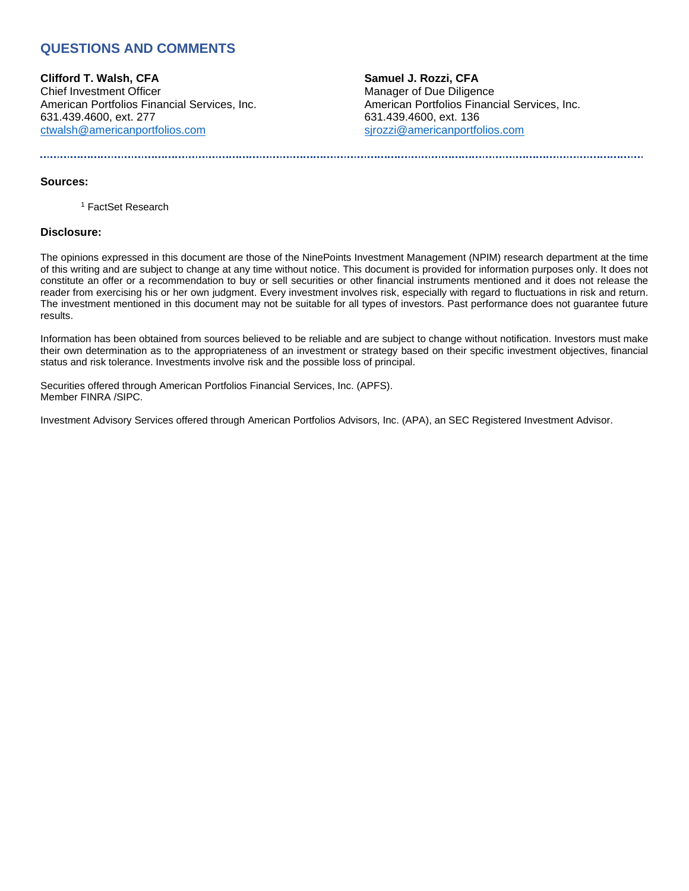## QUESTIONS AND COMMENTS

**Clifford T. Walsh, CFA**
Chief Investment Officer
American Portfolios Financial Services, Inc.
631.439.4600, ext. 277
ctwalsh@americanportfolios.com

**Samuel J. Rozzi, CFA**
Manager of Due Diligence
American Portfolios Financial Services, Inc.
631.439.4600, ext. 136
sjrozzi@americanportfolios.com

---

### Sources:

[1] FactSet Research

### Disclosure:

The opinions expressed in this document are those of the NinePoints Investment Management (NPIM) research department at the time of this writing and are subject to change at any time without notice. This document is provided for information purposes only. It does not constitute an offer or a recommendation to buy or sell securities or other financial instruments mentioned and it does not release the reader from exercising his or her own judgment. Every investment involves risk, especially with regard to fluctuations in risk and return. The investment mentioned in this document may not be suitable for all types of investors. Past performance does not guarantee future results.

Information has been obtained from sources believed to be reliable and are subject to change without notification. Investors must make their own determination as to the appropriateness of an investment or strategy based on their specific investment objectives, financial status and risk tolerance. Investments involve risk and the possible loss of principal.

Securities offered through American Portfolios Financial Services, Inc. (APFS).
Member FINRA /SIPC.

Investment Advisory Services offered through American Portfolios Advisors, Inc. (APA), an SEC Registered Investment Advisor.